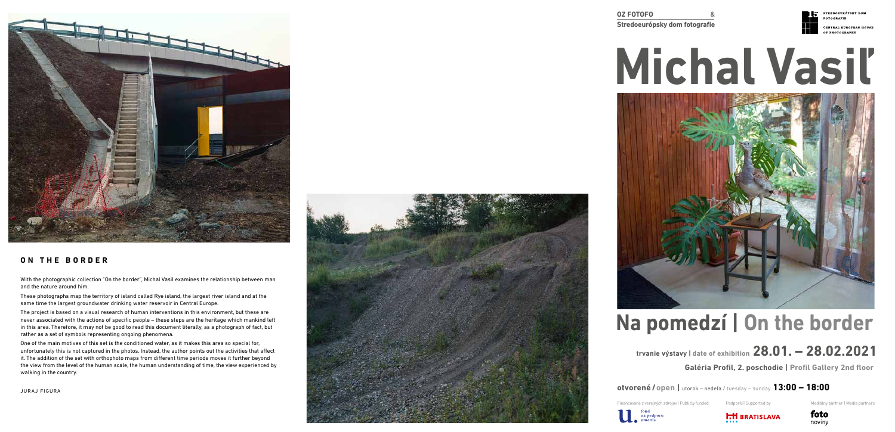## ON THE BORDER

With the photographic collection "On the border", Michal Vasil examines the relationship between man and the nature around him.

These photographs map the territory of island called Rye island, the largest river island and at the same time the largest groundwater drinking water reservoir in Central Europe.

The project is based on a visual research of human interventions in this environment, but these are never associated with the actions of specific people – these steps are the heritage which mankind left in this area. Therefore, it may not be good to read this document literally, as a photograph of fact, but rather as a set of symbols representing ongoing phenomena.

One of the main motives of this set is the conditioned water, as it makes this area so special for, unfortunately this is not captured in the photos. Instead, the author points out the activities that affect it. The addition of the set with orthophoto maps from different time periods moves it further beyond the view from the level of the human scale, the human understanding of time, the view experienced by walking in the country.

JURAJ FIGURA

**OZ FOTOFO &**
**Stredoeurópsky dom fotografie**

STREDOEURÓPSKY DOM FOTOGRAFIE
CENTRAL EUROPEAN HOUSE OF PHOTOGRAPHY

# Michal Vasiľ

# Na pomedzí | On the border

trvanie výstavy | date of exhibition **28.01. – 28.02.2021**

**Galéria Profil, 2. poschodie | Profil Gallery 2nd floor**

**otvorené / open |** utorok – nedeľa / tuesday – sunday **13:00 – 18:00**

Financované z verejných zdrojov | Publicly funded — fond na podporu umenia

Podporili | Supported by — BRATISLAVA

Mediálny partner | Media partners — foto noviny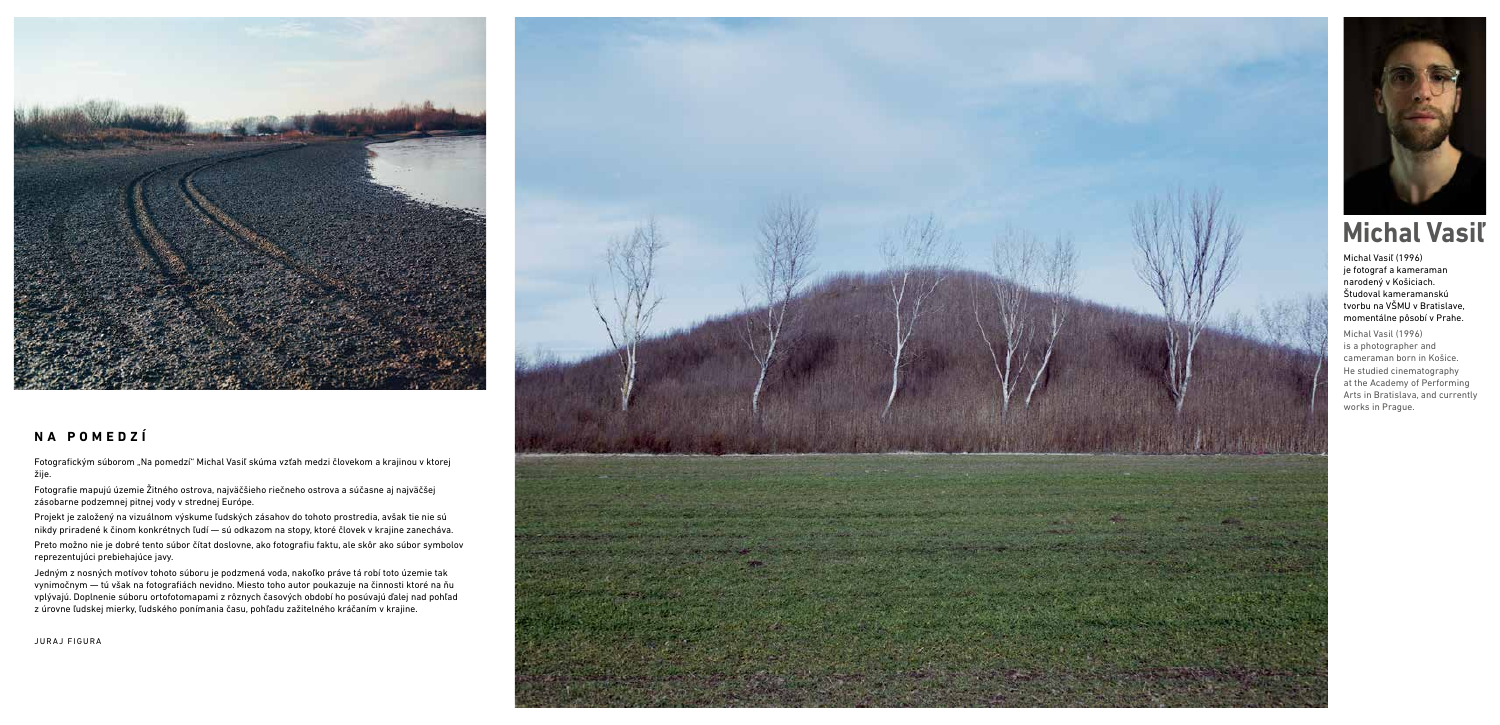## NA POMEDZÍ

Fotografickým súborom „Na pomedzí" Michal Vasiľ skúma vzťah medzi človekom a krajinou v ktorej žije.

Fotografie mapujú územie Žitného ostrova, najväčšieho riečneho ostrova a súčasne aj najväčšej zásobarne podzemnej pitnej vody v strednej Európe.

Projekt je založený na vizuálnom výskume ľudských zásahov do tohoto prostredia, avšak tie nie sú nikdy priradené k činom konkrétnych ľudí — sú odkazom na stopy, ktoré človek v krajine zanecháva.

Preto možno nie je dobré tento súbor čítať doslovne, ako fotografiu faktu, ale skôr ako súbor symbolov reprezentujúci prebiehajúce javy.

Jedným z nosných motívov tohoto súboru je podzmená voda, nakoľko práve tá robí toto územie tak vynimočným — tú však na fotografiách nevidno. Miesto toho autor poukazuje na činnosti ktoré na ňu vplývajú. Doplnenie súboru ortofotomapami z rôznych časových období ho posúvajú ďalej nad pohľad z úrovne ľudskej mierky, ľudského ponímania času, pohľadu zažiteľného kráčaním v krajine.

JURAJ FIGURA

# Michal Vasiľ

Michal Vasiľ (1996) je fotograf a kameraman narodený v Košiciach. Študoval kameramanskú tvorbu na VŠMU v Bratislave, momentálne pôsobí v Prahe.

Michal Vasil (1996) is a photographer and cameraman born in Košice. He studied cinematography at the Academy of Performing Arts in Bratislava, and currently works in Prague.